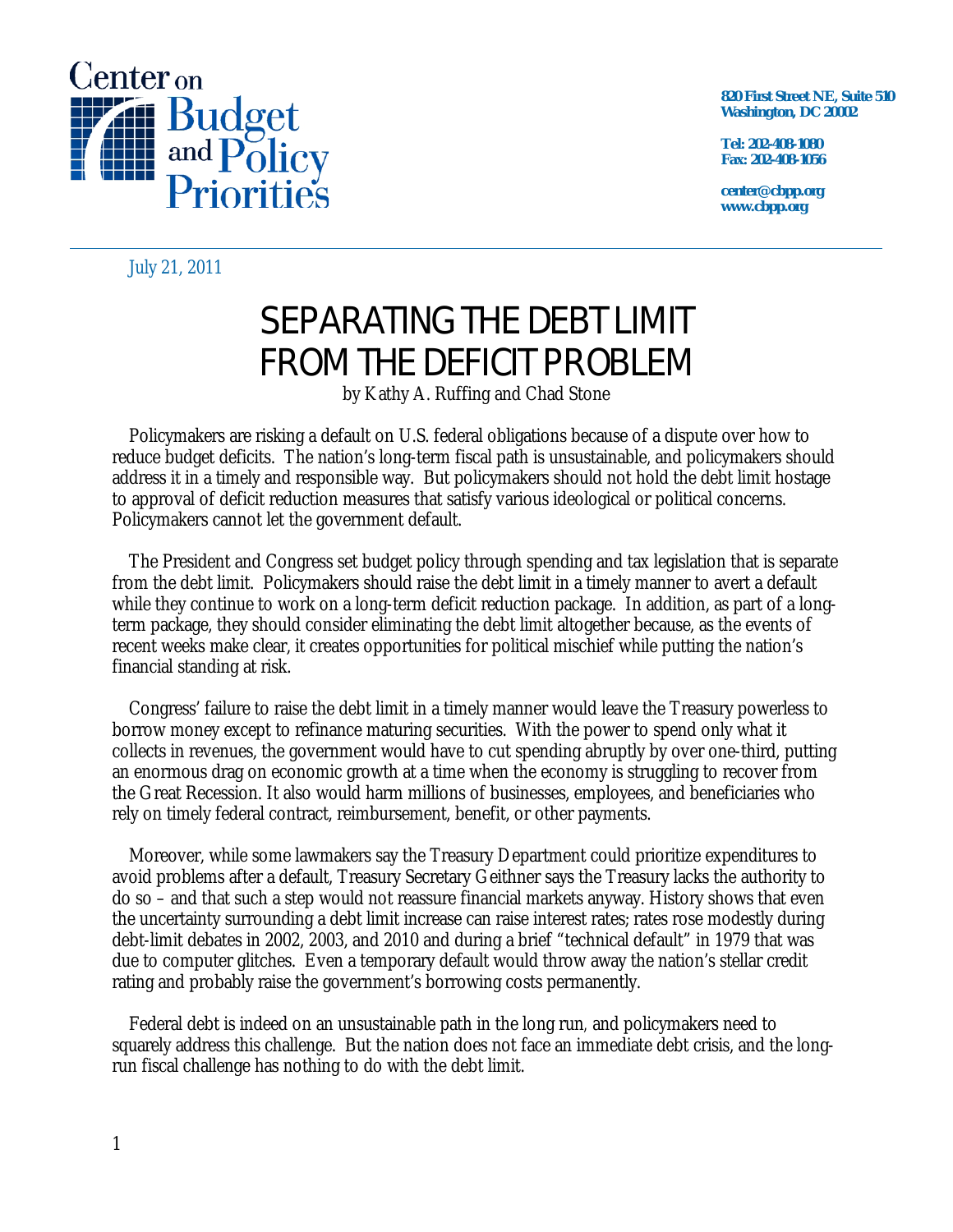Center on Budget and Policy Priorities

820 First Street NE, Suite 510
Washington, DC 20002

Tel: 202-408-1080
Fax: 202-408-1056

center@cbpp.org
www.cbpp.org

July 21, 2011

# SEPARATING THE DEBT LIMIT FROM THE DEFICIT PROBLEM

by Kathy A. Ruffing and Chad Stone

Policymakers are risking a default on U.S. federal obligations because of a dispute over how to reduce budget deficits. The nation's long-term fiscal path is unsustainable, and policymakers should address it in a timely and responsible way. But policymakers should not hold the debt limit hostage to approval of deficit reduction measures that satisfy various ideological or political concerns. Policymakers cannot let the government default.

The President and Congress set budget policy through spending and tax legislation that is separate from the debt limit. Policymakers should raise the debt limit in a timely manner to avert a default while they continue to work on a long-term deficit reduction package. In addition, as part of a long-term package, they should consider eliminating the debt limit altogether because, as the events of recent weeks make clear, it creates opportunities for political mischief while putting the nation's financial standing at risk.

Congress' failure to raise the debt limit in a timely manner would leave the Treasury powerless to borrow money except to refinance maturing securities. With the power to spend only what it collects in revenues, the government would have to cut spending abruptly by over one-third, putting an enormous drag on economic growth at a time when the economy is struggling to recover from the Great Recession. It also would harm millions of businesses, employees, and beneficiaries who rely on timely federal contract, reimbursement, benefit, or other payments.

Moreover, while some lawmakers say the Treasury Department could prioritize expenditures to avoid problems after a default, Treasury Secretary Geithner says the Treasury lacks the authority to do so – and that such a step would not reassure financial markets anyway. History shows that even the uncertainty surrounding a debt limit increase can raise interest rates; rates rose modestly during debt-limit debates in 2002, 2003, and 2010 and during a brief "technical default" in 1979 that was due to computer glitches. Even a temporary default would throw away the nation's stellar credit rating and probably raise the government's borrowing costs permanently.

Federal debt is indeed on an unsustainable path in the long run, and policymakers need to squarely address this challenge. But the nation does not face an immediate debt crisis, and the long-run fiscal challenge has nothing to do with the debt limit.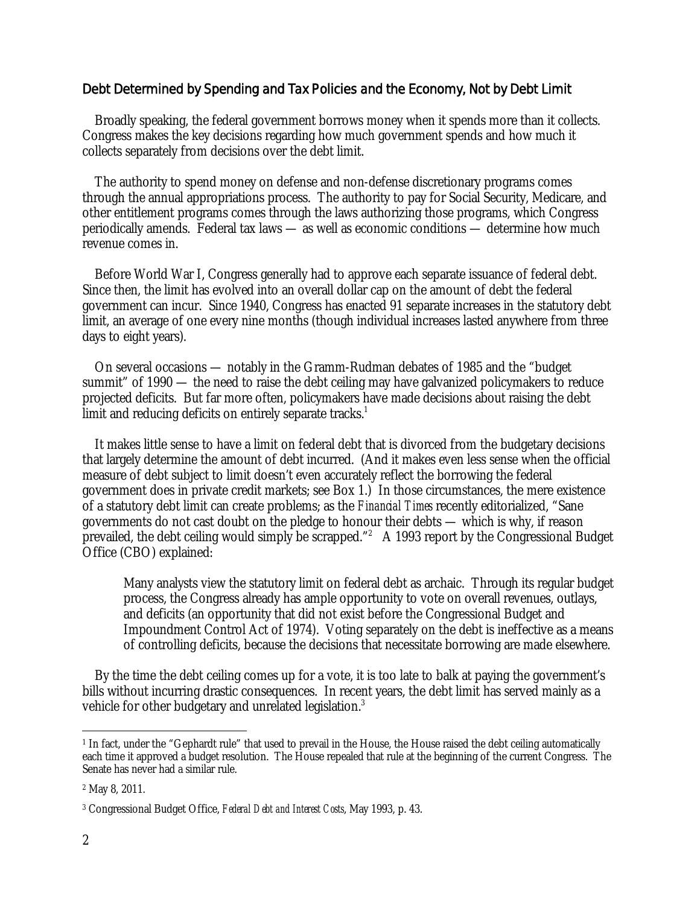## Debt Determined by Spending and Tax Policies and the Economy, Not by Debt Limit

Broadly speaking, the federal government borrows money when it spends more than it collects. Congress makes the key decisions regarding how much government spends and how much it collects separately from decisions over the debt limit.

The authority to spend money on defense and non-defense discretionary programs comes through the annual appropriations process. The authority to pay for Social Security, Medicare, and other entitlement programs comes through the laws authorizing those programs, which Congress periodically amends. Federal tax laws — as well as economic conditions — determine how much revenue comes in.

Before World War I, Congress generally had to approve each separate issuance of federal debt. Since then, the limit has evolved into an overall dollar cap on the amount of debt the federal government can incur. Since 1940, Congress has enacted 91 separate increases in the statutory debt limit, an average of one every nine months (though individual increases lasted anywhere from three days to eight years).

On several occasions — notably in the Gramm-Rudman debates of 1985 and the "budget summit" of 1990 — the need to raise the debt ceiling may have galvanized policymakers to reduce projected deficits. But far more often, policymakers have made decisions about raising the debt limit and reducing deficits on entirely separate tracks.[1]

It makes little sense to have a limit on federal debt that is divorced from the budgetary decisions that largely determine the amount of debt incurred. (And it makes even less sense when the official measure of debt subject to limit doesn't even accurately reflect the borrowing the federal government does in private credit markets; see Box 1.) In those circumstances, the mere existence of a statutory debt limit can create problems; as the *Financial Times* recently editorialized, "Sane governments do not cast doubt on the pledge to honour their debts — which is why, if reason prevailed, the debt ceiling would simply be scrapped."[2] A 1993 report by the Congressional Budget Office (CBO) explained:

> Many analysts view the statutory limit on federal debt as archaic. Through its regular budget process, the Congress already has ample opportunity to vote on overall revenues, outlays, and deficits (an opportunity that did not exist before the Congressional Budget and Impoundment Control Act of 1974). Voting separately on the debt is ineffective as a means of controlling deficits, because the decisions that necessitate borrowing are made elsewhere.

By the time the debt ceiling comes up for a vote, it is too late to balk at paying the government's bills without incurring drastic consequences. In recent years, the debt limit has served mainly as a vehicle for other budgetary and unrelated legislation.[3]

---

[1] In fact, under the "Gephardt rule" that used to prevail in the House, the House raised the debt ceiling automatically each time it approved a budget resolution. The House repealed that rule at the beginning of the current Congress. The Senate has never had a similar rule.

[2] May 8, 2011.

[3] Congressional Budget Office, *Federal Debt and Interest Costs*, May 1993, p. 43.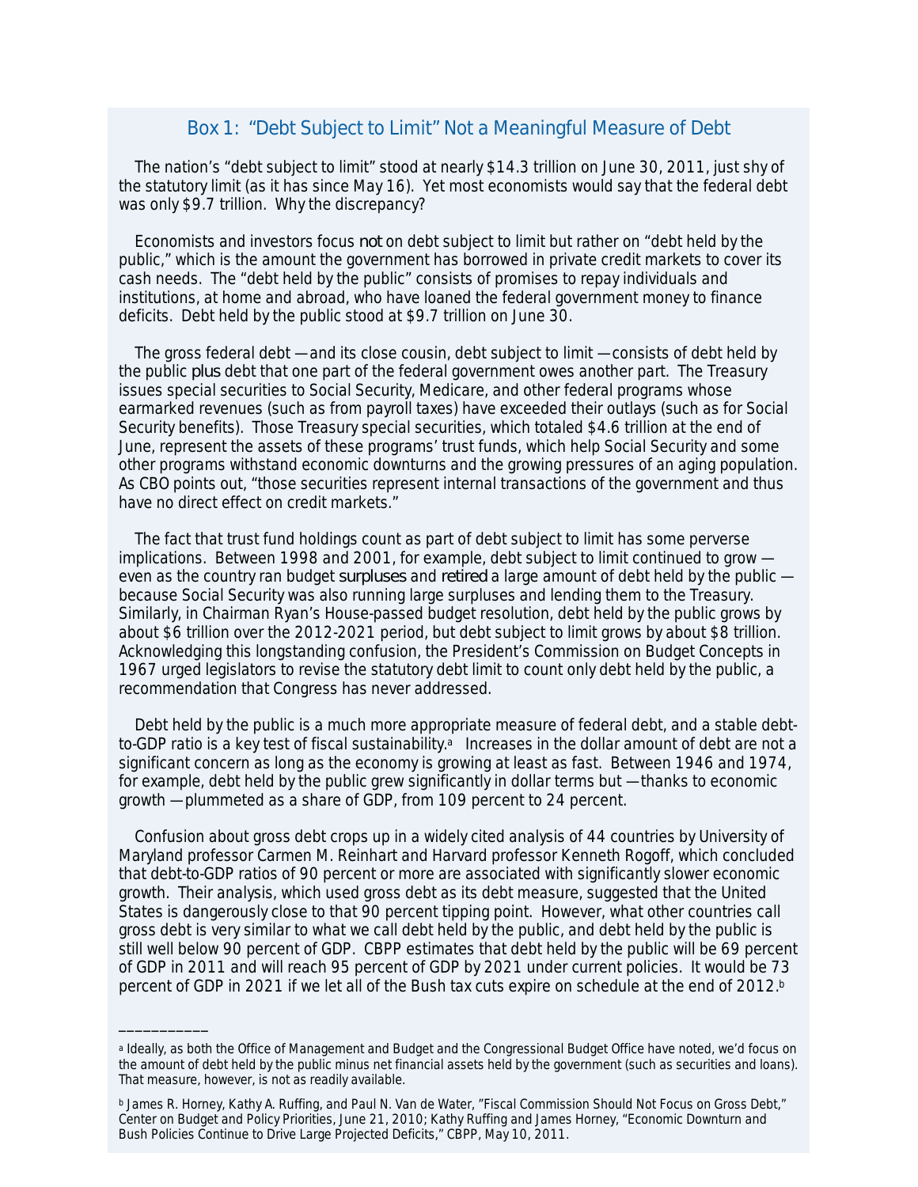## Box 1: "Debt Subject to Limit" Not a Meaningful Measure of Debt

The nation's "debt subject to limit" stood at nearly $14.3 trillion on June 30, 2011, just shy of the statutory limit (as it has since May 16). Yet most economists would say that the federal debt was only $9.7 trillion. Why the discrepancy?

Economists and investors focus *not* on debt subject to limit but rather on "debt held by the public," which is the amount the government has borrowed in private credit markets to cover its cash needs. The "debt held by the public" consists of promises to repay individuals and institutions, at home and abroad, who have loaned the federal government money to finance deficits. Debt held by the public stood at $9.7 trillion on June 30.

The gross federal debt — and its close cousin, debt subject to limit — consists of debt held by the public *plus* debt that one part of the federal government owes another part. The Treasury issues special securities to Social Security, Medicare, and other federal programs whose earmarked revenues (such as from payroll taxes) have exceeded their outlays (such as for Social Security benefits). Those Treasury special securities, which totaled $4.6 trillion at the end of June, represent the assets of these programs' trust funds, which help Social Security and some other programs withstand economic downturns and the growing pressures of an aging population. As CBO points out, "those securities represent internal transactions of the government and thus have no direct effect on credit markets."

The fact that trust fund holdings count as part of debt subject to limit has some perverse implications. Between 1998 and 2001, for example, debt subject to limit continued to grow — even as the country ran budget *surpluses* and *retired* a large amount of debt held by the public — because Social Security was also running large surpluses and lending them to the Treasury. Similarly, in Chairman Ryan's House-passed budget resolution, debt held by the public grows by about $6 trillion over the 2012-2021 period, but debt subject to limit grows by about $8 trillion. Acknowledging this longstanding confusion, the President's Commission on Budget Concepts in 1967 urged legislators to revise the statutory debt limit to count only debt held by the public, a recommendation that Congress has never addressed.

Debt held by the public is a much more appropriate measure of federal debt, and a stable debt-to-GDP ratio is a key test of fiscal sustainability.[a] Increases in the dollar amount of debt are not a significant concern as long as the economy is growing at least as fast. Between 1946 and 1974, for example, debt held by the public grew significantly in dollar terms but — thanks to economic growth — plummeted as a share of GDP, from 109 percent to 24 percent.

Confusion about gross debt crops up in a widely cited analysis of 44 countries by University of Maryland professor Carmen M. Reinhart and Harvard professor Kenneth Rogoff, which concluded that debt-to-GDP ratios of 90 percent or more are associated with significantly slower economic growth. Their analysis, which used gross debt as its debt measure, suggested that the United States is dangerously close to that 90 percent tipping point. However, what other countries call gross debt is very similar to what we call debt held by the public, and debt held by the public is still well below 90 percent of GDP. CBPP estimates that debt held by the public will be 69 percent of GDP in 2011 and will reach 95 percent of GDP by 2021 under current policies. It would be 73 percent of GDP in 2021 if we let all of the Bush tax cuts expire on schedule at the end of 2012.[b]

---

[a] Ideally, as both the Office of Management and Budget and the Congressional Budget Office have noted, we'd focus on the amount of debt held by the public minus net financial assets held by the government (such as securities and loans). That measure, however, is not as readily available.

[b] James R. Horney, Kathy A. Ruffing, and Paul N. Van de Water, "Fiscal Commission Should Not Focus on Gross Debt," Center on Budget and Policy Priorities, June 21, 2010; Kathy Ruffing and James Horney, "Economic Downturn and Bush Policies Continue to Drive Large Projected Deficits," CBPP, May 10, 2011.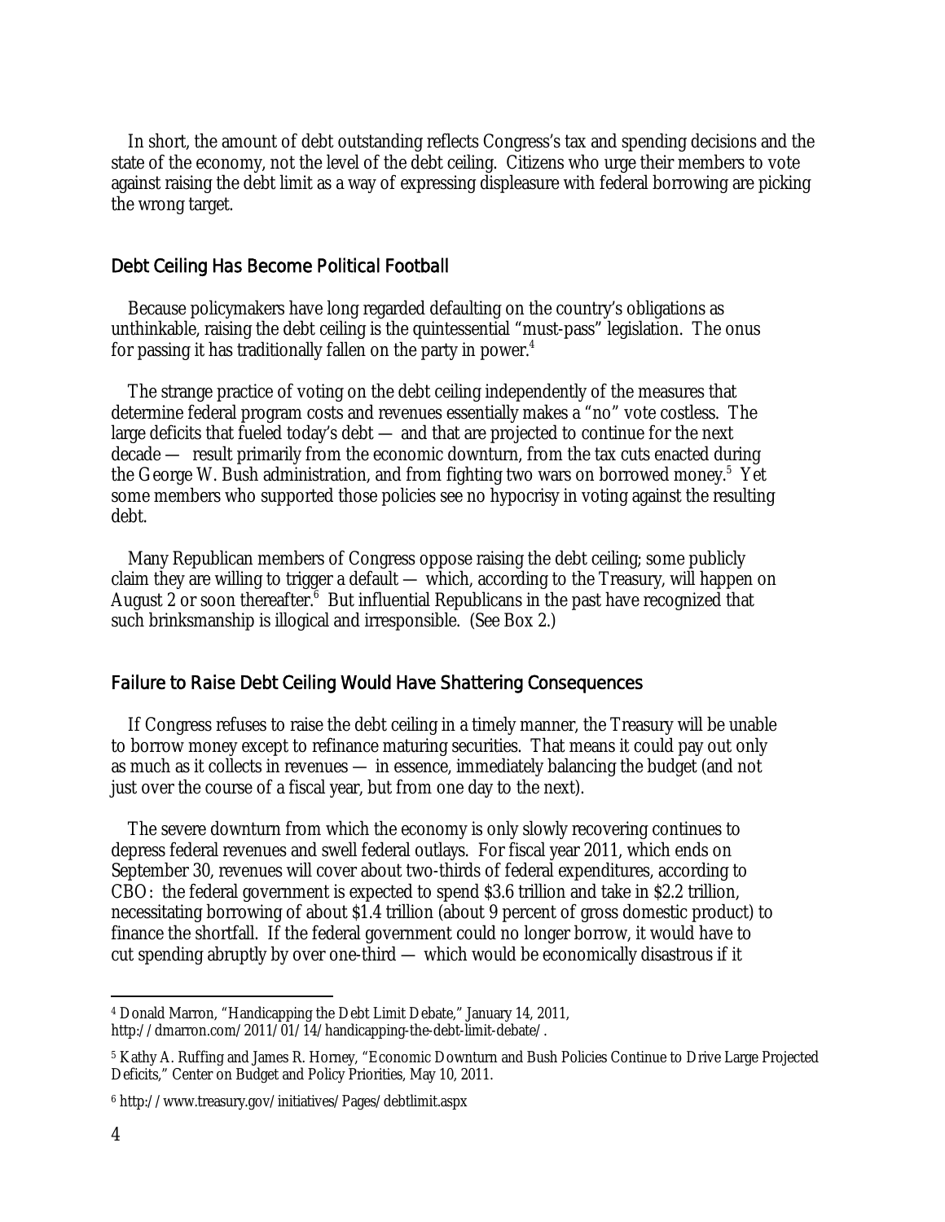In short, the amount of debt outstanding reflects Congress's tax and spending decisions and the state of the economy, not the level of the debt ceiling. Citizens who urge their members to vote against raising the debt limit as a way of expressing displeasure with federal borrowing are picking the wrong target.

## Debt Ceiling Has Become Political Football

Because policymakers have long regarded defaulting on the country's obligations as unthinkable, raising the debt ceiling is the quintessential "must-pass" legislation. The onus for passing it has traditionally fallen on the party in power.[4]

The strange practice of voting on the debt ceiling independently of the measures that determine federal program costs and revenues essentially makes a "no" vote costless. The large deficits that fueled today's debt — and that are projected to continue for the next decade — result primarily from the economic downturn, from the tax cuts enacted during the George W. Bush administration, and from fighting two wars on borrowed money.[5] Yet some members who supported those policies see no hypocrisy in voting against the resulting debt.

Many Republican members of Congress oppose raising the debt ceiling; some publicly claim they are willing to trigger a default — which, according to the Treasury, will happen on August 2 or soon thereafter.[6] But influential Republicans in the past have recognized that such brinksmanship is illogical and irresponsible. (See Box 2.)

## Failure to Raise Debt Ceiling Would Have Shattering Consequences

If Congress refuses to raise the debt ceiling in a timely manner, the Treasury will be unable to borrow money except to refinance maturing securities. That means it could pay out only as much as it collects in revenues — in essence, immediately balancing the budget (and not just over the course of a fiscal year, but from one day to the next).

The severe downturn from which the economy is only slowly recovering continues to depress federal revenues and swell federal outlays. For fiscal year 2011, which ends on September 30, revenues will cover about two-thirds of federal expenditures, according to CBO: the federal government is expected to spend $3.6 trillion and take in $2.2 trillion, necessitating borrowing of about $1.4 trillion (about 9 percent of gross domestic product) to finance the shortfall. If the federal government could no longer borrow, it would have to cut spending abruptly by over one-third — which would be economically disastrous if it

---

[4] Donald Marron, "Handicapping the Debt Limit Debate," January 14, 2011, http://dmarron.com/2011/01/14/handicapping-the-debt-limit-debate/.

[5] Kathy A. Ruffing and James R. Horney, "Economic Downturn and Bush Policies Continue to Drive Large Projected Deficits," Center on Budget and Policy Priorities, May 10, 2011.

[6] http://www.treasury.gov/initiatives/Pages/debtlimit.aspx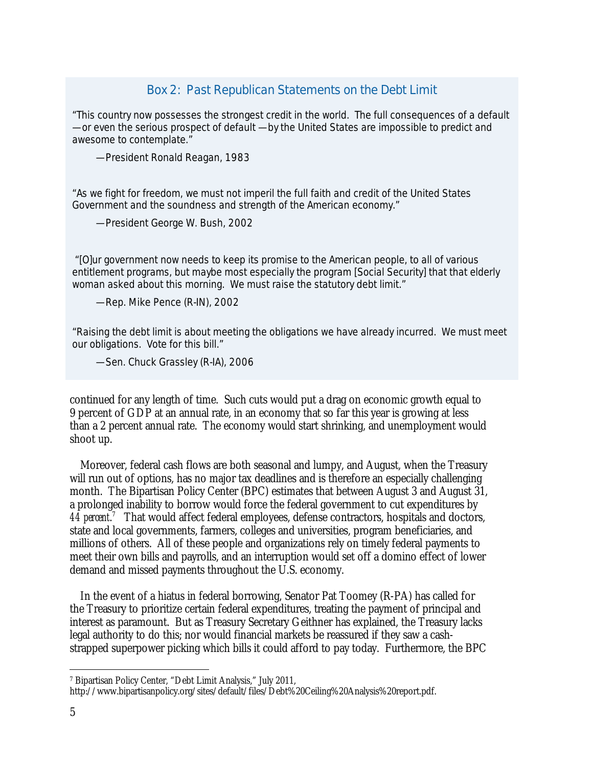### Box 2: Past Republican Statements on the Debt Limit

"This country now possesses the strongest credit in the world. The full consequences of a default —or even the serious prospect of default —by the United States are impossible to predict and awesome to contemplate."

—President Ronald Reagan, 1983

"As we fight for freedom, we must not imperil the full faith and credit of the United States Government and the soundness and strength of the American economy."

—President George W. Bush, 2002

"[O]ur government now needs to keep its promise to the American people, to all of various entitlement programs, but maybe most especially the program [Social Security] that that elderly woman asked about this morning. We must raise the statutory debt limit."

—Rep. Mike Pence (R-IN), 2002

"Raising the debt limit is about meeting the obligations we have already incurred. We must meet our obligations. Vote for this bill."

—Sen. Chuck Grassley (R-IA), 2006

continued for any length of time. Such cuts would put a drag on economic growth equal to 9 percent of GDP at an annual rate, in an economy that so far this year is growing at less than a 2 percent annual rate. The economy would start shrinking, and unemployment would shoot up.

Moreover, federal cash flows are both seasonal and lumpy, and August, when the Treasury will run out of options, has no major tax deadlines and is therefore an especially challenging month. The Bipartisan Policy Center (BPC) estimates that between August 3 and August 31, a prolonged inability to borrow would force the federal government to cut expenditures by *44 percent*.[7] That would affect federal employees, defense contractors, hospitals and doctors, state and local governments, farmers, colleges and universities, program beneficiaries, and millions of others. All of these people and organizations rely on timely federal payments to meet their own bills and payrolls, and an interruption would set off a domino effect of lower demand and missed payments throughout the U.S. economy.

In the event of a hiatus in federal borrowing, Senator Pat Toomey (R-PA) has called for the Treasury to prioritize certain federal expenditures, treating the payment of principal and interest as paramount. But as Treasury Secretary Geithner has explained, the Treasury lacks legal authority to do this; nor would financial markets be reassured if they saw a cash-strapped superpower picking which bills it could afford to pay today. Furthermore, the BPC

[7] Bipartisan Policy Center, "Debt Limit Analysis," July 2011, http://www.bipartisanpolicy.org/sites/default/files/Debt%20Ceiling%20Analysis%20report.pdf.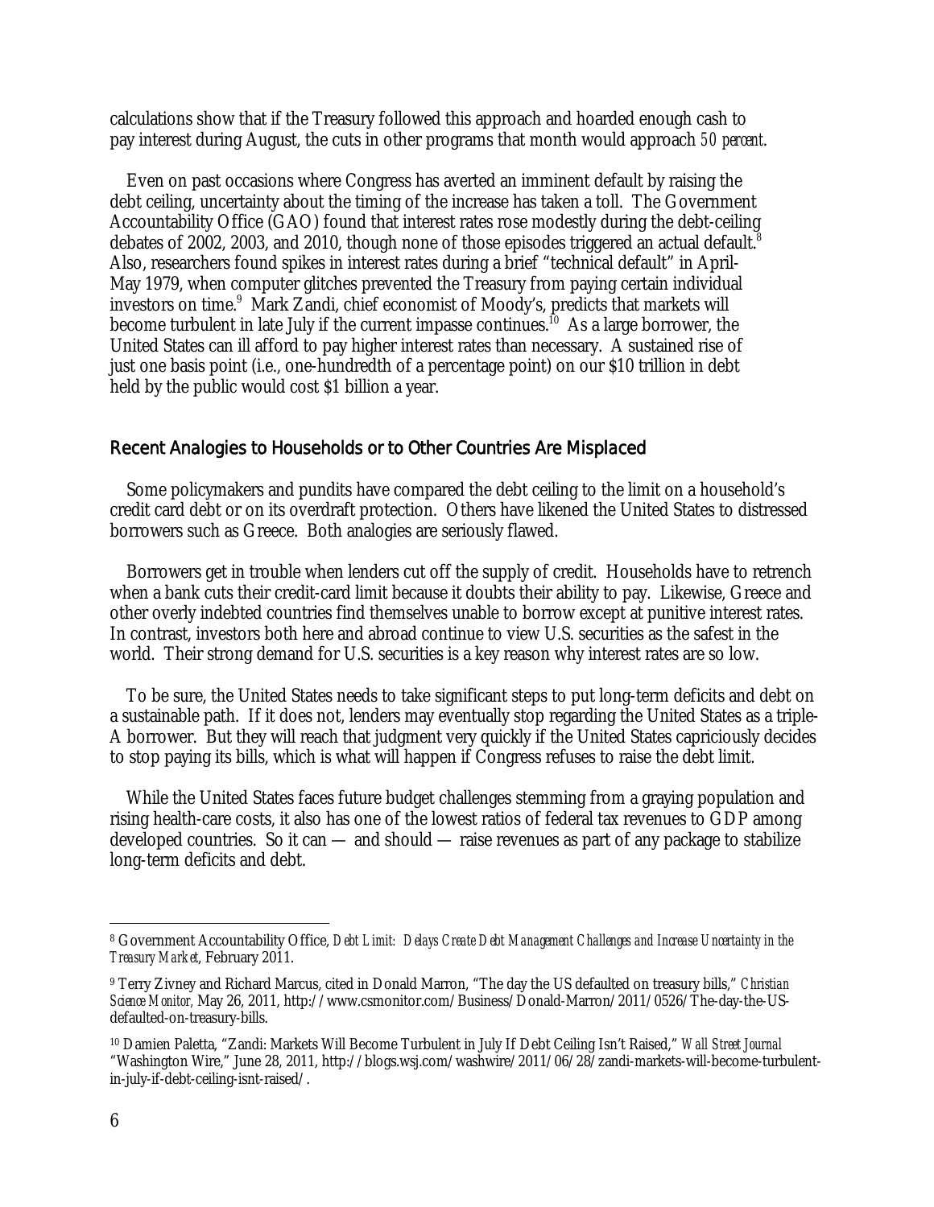calculations show that if the Treasury followed this approach and hoarded enough cash to pay interest during August, the cuts in other programs that month would approach *50 percent*.

Even on past occasions where Congress has averted an imminent default by raising the debt ceiling, uncertainty about the timing of the increase has taken a toll. The Government Accountability Office (GAO) found that interest rates rose modestly during the debt-ceiling debates of 2002, 2003, and 2010, though none of those episodes triggered an actual default.[8] Also, researchers found spikes in interest rates during a brief "technical default" in April-May 1979, when computer glitches prevented the Treasury from paying certain individual investors on time.[9] Mark Zandi, chief economist of Moody's, predicts that markets will become turbulent in late July if the current impasse continues.[10] As a large borrower, the United States can ill afford to pay higher interest rates than necessary. A sustained rise of just one basis point (i.e., one-hundredth of a percentage point) on our $10 trillion in debt held by the public would cost $1 billion a year.

## Recent Analogies to Households or to Other Countries Are Misplaced

Some policymakers and pundits have compared the debt ceiling to the limit on a household's credit card debt or on its overdraft protection. Others have likened the United States to distressed borrowers such as Greece. Both analogies are seriously flawed.

Borrowers get in trouble when lenders cut off the supply of credit. Households have to retrench when a bank cuts their credit-card limit because it doubts their ability to pay. Likewise, Greece and other overly indebted countries find themselves unable to borrow except at punitive interest rates. In contrast, investors both here and abroad continue to view U.S. securities as the safest in the world. Their strong demand for U.S. securities is a key reason why interest rates are so low.

To be sure, the United States needs to take significant steps to put long-term deficits and debt on a sustainable path. If it does not, lenders may eventually stop regarding the United States as a triple-A borrower. But they will reach that judgment very quickly if the United States capriciously decides to stop paying its bills, which is what will happen if Congress refuses to raise the debt limit.

While the United States faces future budget challenges stemming from a graying population and rising health-care costs, it also has one of the lowest ratios of federal tax revenues to GDP among developed countries. So it can — and should — raise revenues as part of any package to stabilize long-term deficits and debt.

---

[8] Government Accountability Office, *Debt Limit: Delays Create Debt Management Challenges and Increase Uncertainty in the Treasury Market*, February 2011.

[9] Terry Zivney and Richard Marcus, cited in Donald Marron, "The day the US defaulted on treasury bills," *Christian Science Monitor,* May 26, 2011, http://www.csmonitor.com/Business/Donald-Marron/2011/0526/The-day-the-US-defaulted-on-treasury-bills.

[10] Damien Paletta, "Zandi: Markets Will Become Turbulent in July If Debt Ceiling Isn't Raised," *Wall Street Journal* "Washington Wire," June 28, 2011, http://blogs.wsj.com/washwire/2011/06/28/zandi-markets-will-become-turbulent-in-july-if-debt-ceiling-isnt-raised/.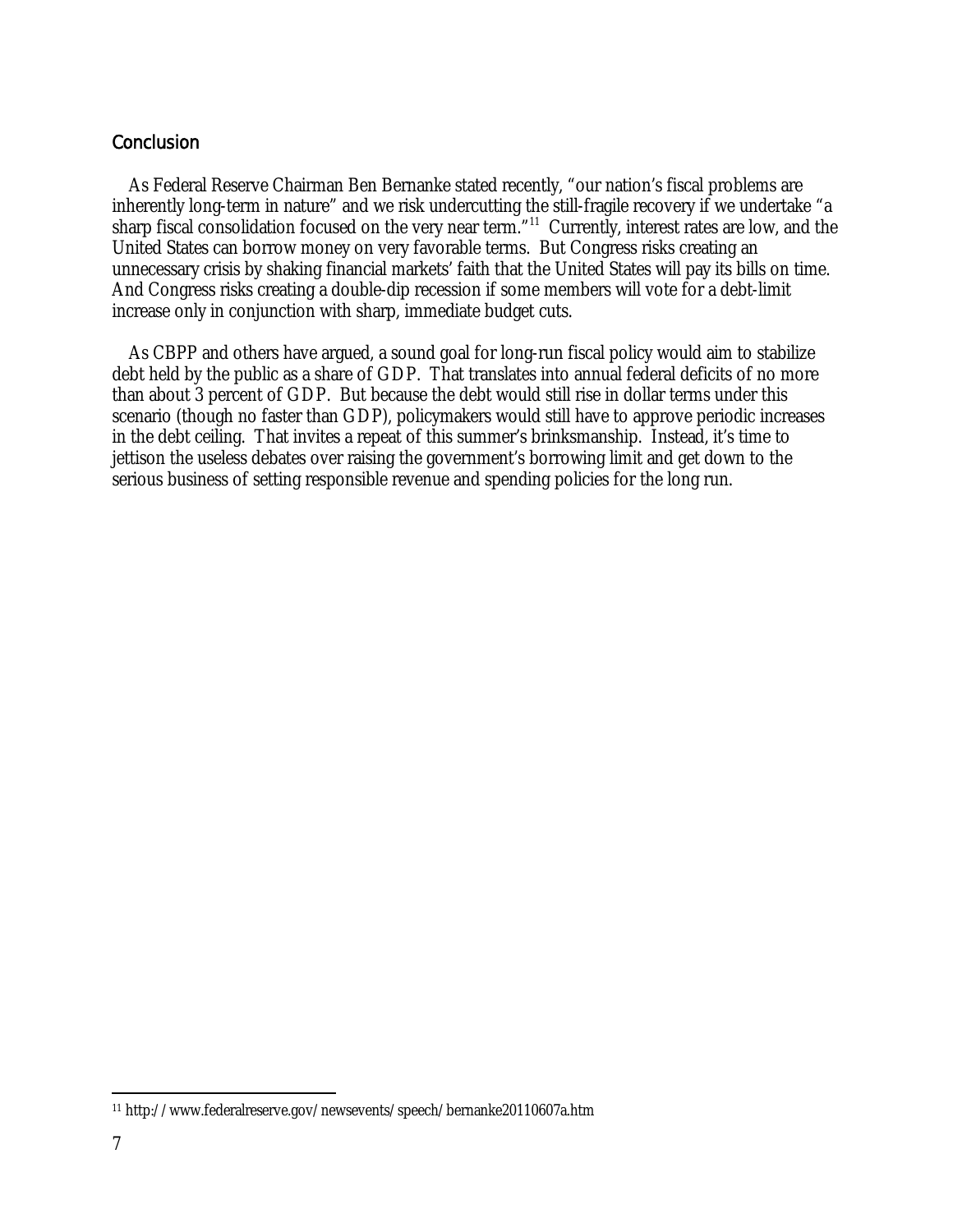## Conclusion

As Federal Reserve Chairman Ben Bernanke stated recently, "our nation's fiscal problems are inherently long-term in nature" and we risk undercutting the still-fragile recovery if we undertake "a sharp fiscal consolidation focused on the very near term."[11] Currently, interest rates are low, and the United States can borrow money on very favorable terms. But Congress risks creating an unnecessary crisis by shaking financial markets' faith that the United States will pay its bills on time. And Congress risks creating a double-dip recession if some members will vote for a debt-limit increase only in conjunction with sharp, immediate budget cuts.

As CBPP and others have argued, a sound goal for long-run fiscal policy would aim to stabilize debt held by the public as a share of GDP. That translates into annual federal deficits of no more than about 3 percent of GDP. But because the debt would still rise in dollar terms under this scenario (though no faster than GDP), policymakers would still have to approve periodic increases in the debt ceiling. That invites a repeat of this summer's brinksmanship. Instead, it's time to jettison the useless debates over raising the government's borrowing limit and get down to the serious business of setting responsible revenue and spending policies for the long run.

---

[11] http://www.federalreserve.gov/newsevents/speech/bernanke20110607a.htm